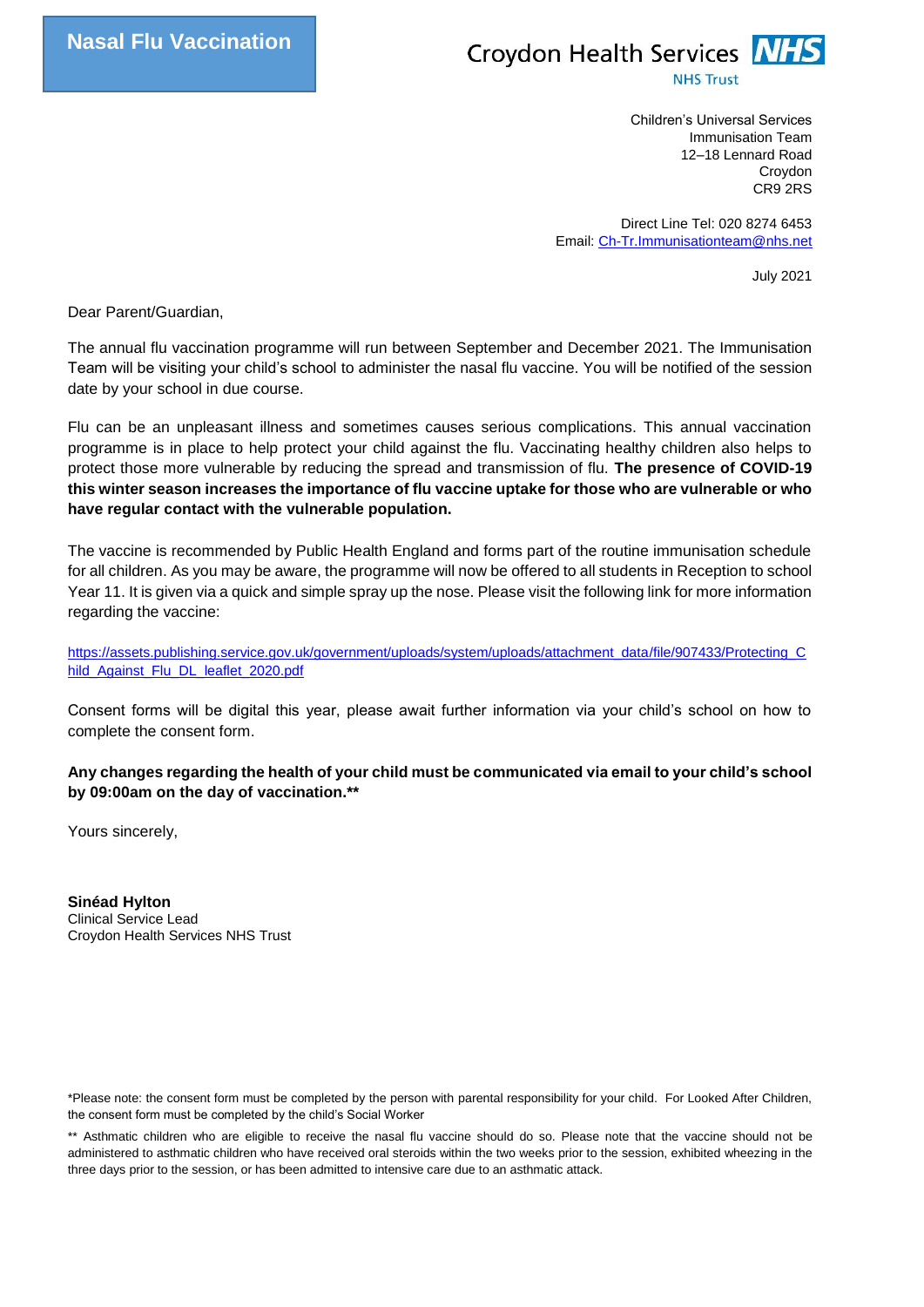# Nasal Flu Vaccination

Croydon Health Services NHS Trust

Children's Universal Services
Immunisation Team
12–18 Lennard Road
Croydon
CR9 2RS

Direct Line Tel: 020 8274 6453
Email: Ch-Tr.Immunisationteam@nhs.net

July 2021

Dear Parent/Guardian,

The annual flu vaccination programme will run between September and December 2021. The Immunisation Team will be visiting your child's school to administer the nasal flu vaccine. You will be notified of the session date by your school in due course.

Flu can be an unpleasant illness and sometimes causes serious complications. This annual vaccination programme is in place to help protect your child against the flu. Vaccinating healthy children also helps to protect those more vulnerable by reducing the spread and transmission of flu. **The presence of COVID-19 this winter season increases the importance of flu vaccine uptake for those who are vulnerable or who have regular contact with the vulnerable population.**

The vaccine is recommended by Public Health England and forms part of the routine immunisation schedule for all children. As you may be aware, the programme will now be offered to all students in Reception to school Year 11. It is given via a quick and simple spray up the nose. Please visit the following link for more information regarding the vaccine:

https://assets.publishing.service.gov.uk/government/uploads/system/uploads/attachment_data/file/907433/Protecting_Child_Against_Flu_DL_leaflet_2020.pdf

Consent forms will be digital this year, please await further information via your child's school on how to complete the consent form.

**Any changes regarding the health of your child must be communicated via email to your child's school by 09:00am on the day of vaccination.****

Yours sincerely,

**Sinéad Hylton**
Clinical Service Lead
Croydon Health Services NHS Trust

*Please note: the consent form must be completed by the person with parental responsibility for your child. For Looked After Children, the consent form must be completed by the child's Social Worker

** Asthmatic children who are eligible to receive the nasal flu vaccine should do so. Please note that the vaccine should not be administered to asthmatic children who have received oral steroids within the two weeks prior to the session, exhibited wheezing in the three days prior to the session, or has been admitted to intensive care due to an asthmatic attack.